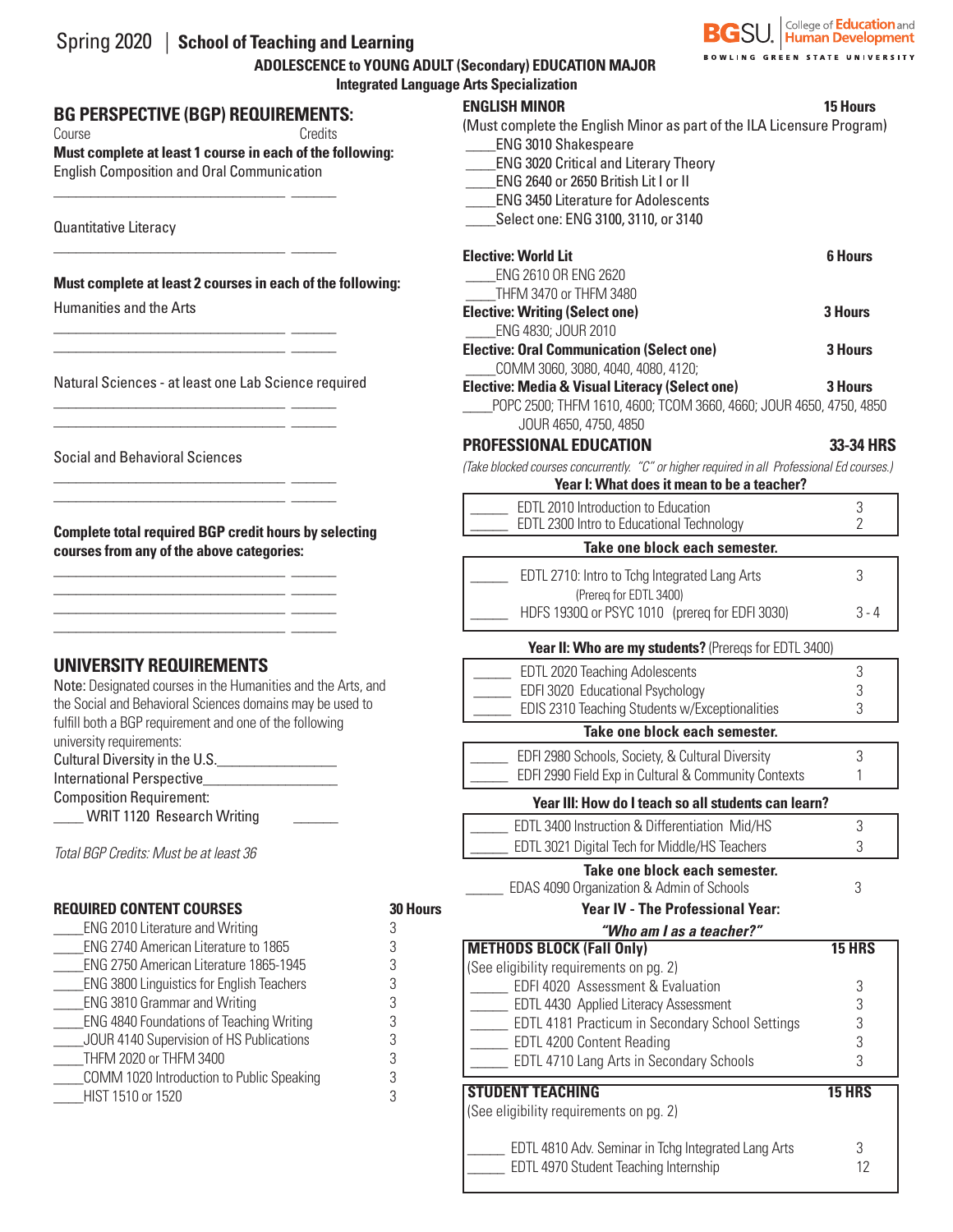# Spring 2020 | School of Teaching and Learning

**ADOLESCENCE to YOUNG ADULT (Secondary) EDUCATION MAJOR**
**Integrated Language Arts Specialization**

BGSU. College of Education and Human Development
BOWLING GREEN STATE UNIVERSITY

## BG PERSPECTIVE (BGP) REQUIREMENTS:

Course Credits

**Must complete at least 1 course in each of the following:**

English Composition and Oral Communication

_______________________________ ______

Quantitative Literacy

_______________________________ ______

**Must complete at least 2 courses in each of the following:**

Humanities and the Arts

_______________________________ ______
_______________________________ ______

Natural Sciences - at least one Lab Science required

_______________________________ ______
_______________________________ ______

Social and Behavioral Sciences

_______________________________ ______
_______________________________ ______

**Complete total required BGP credit hours by selecting courses from any of the above categories:**

_______________________________ ______
_______________________________ ______
_______________________________ ______
_______________________________ ______

## UNIVERSITY REQUIREMENTS

Note: Designated courses in the Humanities and the Arts, and the Social and Behavioral Sciences domains may be used to fulfill both a BGP requirement and one of the following university requirements:

Cultural Diversity in the U.S.________________

International Perspective_________________

Composition Requirement:

____ WRIT 1120 Research Writing ______

*Total BGP Credits: Must be at least 36*

## REQUIRED CONTENT COURSES — 30 Hours

| Course | Hours |
|---|---|
| ____ENG 2010 Literature and Writing | 3 |
| ____ENG 2740 American Literature to 1865 | 3 |
| ____ENG 2750 American Literature 1865-1945 | 3 |
| ____ENG 3800 Linguistics for English Teachers | 3 |
| ____ENG 3810 Grammar and Writing | 3 |
| ____ENG 4840 Foundations of Teaching Writing | 3 |
| ____JOUR 4140 Supervision of HS Publications | 3 |
| ____THFM 2020 or THFM 3400 | 3 |
| ____COMM 1020 Introduction to Public Speaking | 3 |
| ____HIST 1510 or 1520 | 3 |

## ENGLISH MINOR — 15 Hours

(Must complete the English Minor as part of the ILA Licensure Program)

____ENG 3010 Shakespeare
____ENG 3020 Critical and Literary Theory
____ENG 2640 or 2650 British Lit I or II
____ENG 3450 Literature for Adolescents
____Select one: ENG 3100, 3110, or 3140

**Elective: World Lit — 6 Hours**

____ENG 2610 OR ENG 2620
____THFM 3470 or THFM 3480

**Elective: Writing (Select one) — 3 Hours**

____ENG 4830; JOUR 2010

**Elective: Oral Communication (Select one) — 3 Hours**

____COMM 3060, 3080, 4040, 4080, 4120;

**Elective: Media & Visual Literacy (Select one) — 3 Hours**

____POPC 2500; THFM 1610, 4600; TCOM 3660, 4660; JOUR 4650, 4750, 4850
JOUR 4650, 4750, 4850

## PROFESSIONAL EDUCATION — 33-34 HRS

*(Take blocked courses concurrently. "C" or higher required in all Professional Ed courses.)*

### Year I: What does it mean to be a teacher?

| Course | Credits |
|---|---|
| _____ EDTL 2010 Introduction to Education | 3 |
| _____ EDTL 2300 Intro to Educational Technology | 2 |

**Take one block each semester.**

| Course | Credits |
|---|---|
| _____ EDTL 2710: Intro to Tchg Integrated Lang Arts (Prereq for EDTL 3400) | 3 |
| _____ HDFS 1930Q or PSYC 1010 (prereq for EDFI 3030) | 3 - 4 |

### Year II: Who are my students? (Prereqs for EDTL 3400)

| Course | Credits |
|---|---|
| _____ EDTL 2020 Teaching Adolescents | 3 |
| _____ EDFI 3020 Educational Psychology | 3 |
| _____ EDIS 2310 Teaching Students w/Exceptionalities | 3 |

**Take one block each semester.**

| Course | Credits |
|---|---|
| _____ EDFI 2980 Schools, Society, & Cultural Diversity | 3 |
| _____ EDFI 2990 Field Exp in Cultural & Community Contexts | 1 |

### Year III: How do I teach so all students can learn?

| Course | Credits |
|---|---|
| _____ EDTL 3400 Instruction & Differentiation Mid/HS | 3 |
| _____ EDTL 3021 Digital Tech for Middle/HS Teachers | 3 |

**Take one block each semester.**

_____ EDAS 4090 Organization & Admin of Schools — 3

### Year IV - The Professional Year:

*"Who am I as a teacher?"*

| METHODS BLOCK (Fall Only) | 15 HRS |
|---|---|
| (See eligibility requirements on pg. 2) | |
| _____ EDFI 4020 Assessment & Evaluation | 3 |
| _____ EDTL 4430 Applied Literacy Assessment | 3 |
| _____ EDTL 4181 Practicum in Secondary School Settings | 3 |
| _____ EDTL 4200 Content Reading | 3 |
| _____ EDTL 4710 Lang Arts in Secondary Schools | 3 |

| STUDENT TEACHING | 15 HRS |
|---|---|
| (See eligibility requirements on pg. 2) | |
| _____ EDTL 4810 Adv. Seminar in Tchg Integrated Lang Arts | 3 |
| _____ EDTL 4970 Student Teaching Internship | 12 |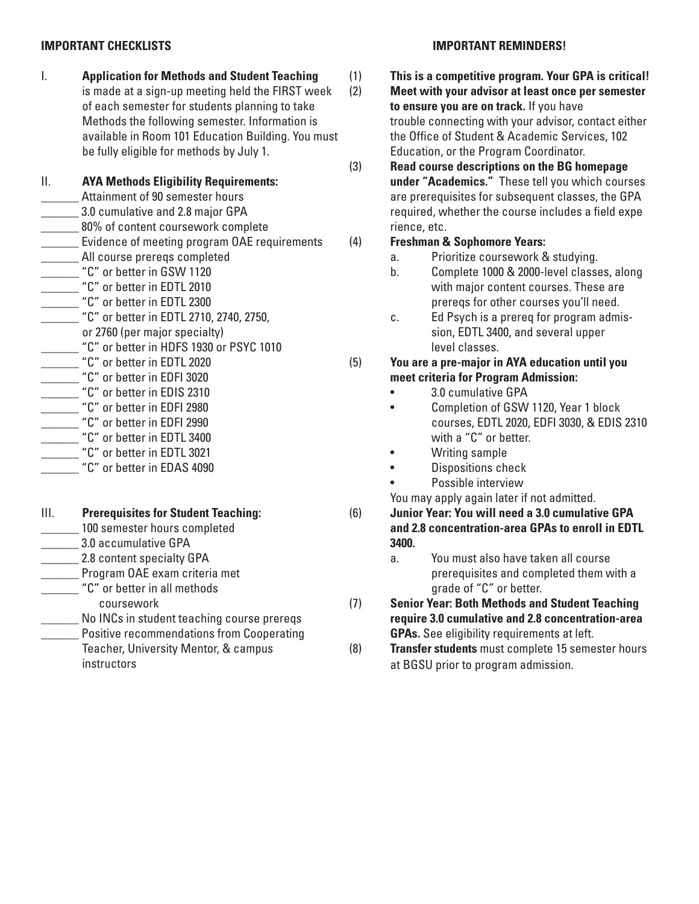## IMPORTANT CHECKLISTS

I. **Application for Methods and Student Teaching** is made at a sign-up meeting held the FIRST week of each semester for students planning to take Methods the following semester. Information is available in Room 101 Education Building. You must be fully eligible for methods by July 1.

II. **AYA Methods Eligibility Requirements:**

- ______ Attainment of 90 semester hours
- ______ 3.0 cumulative and 2.8 major GPA
- ______ 80% of content coursework complete
- ______ Evidence of meeting program OAE requirements
- ______ All course prereqs completed
- ______ "C" or better in GSW 1120
- ______ "C" or better in EDTL 2010
- ______ "C" or better in EDTL 2300
- ______ "C" or better in EDTL 2710, 2740, 2750, or 2760 (per major specialty)
- ______ "C" or better in HDFS 1930 or PSYC 1010
- ______ "C" or better in EDTL 2020
- ______ "C" or better in EDFI 3020
- ______ "C" or better in EDIS 2310
- ______ "C" or better in EDFI 2980
- ______ "C" or better in EDFI 2990
- ______ "C" or better in EDTL 3400
- ______ "C" or better in EDTL 3021
- ______ "C" or better in EDAS 4090

III. **Prerequisites for Student Teaching:**

- ______ 100 semester hours completed
- ______ 3.0 accumulative GPA
- ______ 2.8 content specialty GPA
- ______ Program OAE exam criteria met
- ______ "C" or better in all methods coursework
- ______ No INCs in student teaching course prereqs
- ______ Positive recommendations from Cooperating Teacher, University Mentor, & campus instructors

## IMPORTANT REMINDERS!

(1) **This is a competitive program. Your GPA is critical!**

(2) **Meet with your advisor at least once per semester to ensure you are on track.** If you have trouble connecting with your advisor, contact either the Office of Student & Academic Services, 102 Education, or the Program Coordinator.

(3) **Read course descriptions on the BG homepage under "Academics."** These tell you which courses are prerequisites for subsequent classes, the GPA required, whether the course includes a field experience, etc.

(4) **Freshman & Sophomore Years:**

  a. Prioritize coursework & studying.
  b. Complete 1000 & 2000-level classes, along with major content courses. These are prereqs for other courses you'll need.
  c. Ed Psych is a prereq for program admission, EDTL 3400, and several upper level classes.

(5) **You are a pre-major in AYA education until you meet criteria for Program Admission:**

- 3.0 cumulative GPA
- Completion of GSW 1120, Year 1 block courses, EDTL 2020, EDFI 3030, & EDIS 2310 with a "C" or better.
- Writing sample
- Dispositions check
- Possible interview

You may apply again later if not admitted.

(6) **Junior Year: You will need a 3.0 cumulative GPA and 2.8 concentration-area GPAs to enroll in EDTL 3400.**

  a. You must also have taken all course prerequisites and completed them with a grade of "C" or better.

(7) **Senior Year: Both Methods and Student Teaching require 3.0 cumulative and 2.8 concentration-area GPAs.** See eligibility requirements at left.

(8) **Transfer students** must complete 15 semester hours at BGSU prior to program admission.